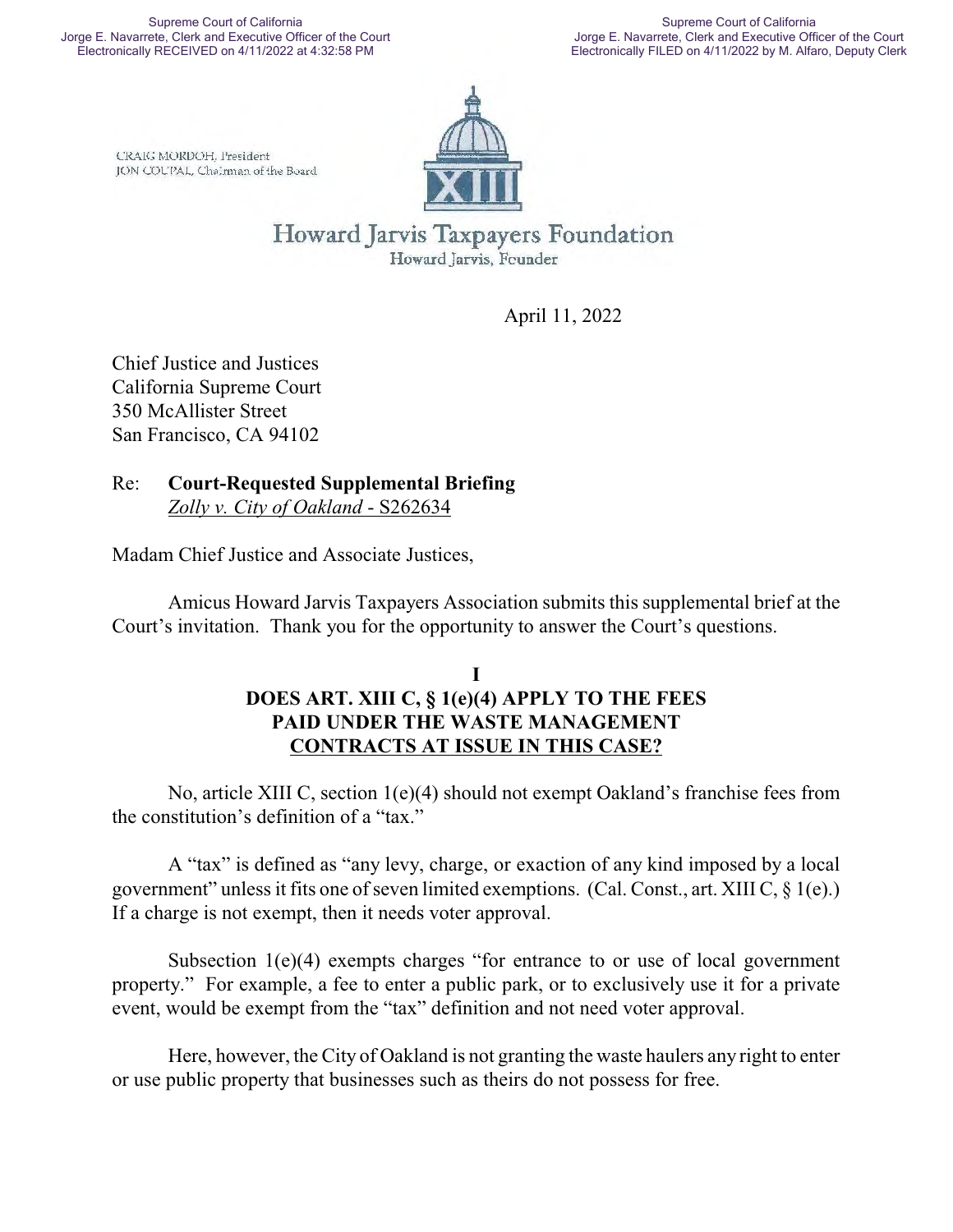CRAIG MORDOH, President
JON COUPAL, Chairman of the Board

Howard Jarvis Taxpayers Foundation
Howard Jarvis, Founder

April 11, 2022

Chief Justice and Justices
California Supreme Court
350 McAllister Street
San Francisco, CA 94102

Re: **Court-Requested Supplemental Briefing**
<u>*Zolly v. City of Oakland* - S262634</u>

Madam Chief Justice and Associate Justices,

Amicus Howard Jarvis Taxpayers Association submits this supplemental brief at the Court's invitation. Thank you for the opportunity to answer the Court's questions.

## I
## DOES ART. XIII C, § 1(e)(4) APPLY TO THE FEES PAID UNDER THE WASTE MANAGEMENT CONTRACTS AT ISSUE IN THIS CASE?

No, article XIII C, section 1(e)(4) should not exempt Oakland's franchise fees from the constitution's definition of a "tax."

A "tax" is defined as "any levy, charge, or exaction of any kind imposed by a local government" unless it fits one of seven limited exemptions. (Cal. Const., art. XIII C, § 1(e).) If a charge is not exempt, then it needs voter approval.

Subsection 1(e)(4) exempts charges "for entrance to or use of local government property." For example, a fee to enter a public park, or to exclusively use it for a private event, would be exempt from the "tax" definition and not need voter approval.

Here, however, the City of Oakland is not granting the waste haulers any right to enter or use public property that businesses such as theirs do not possess for free.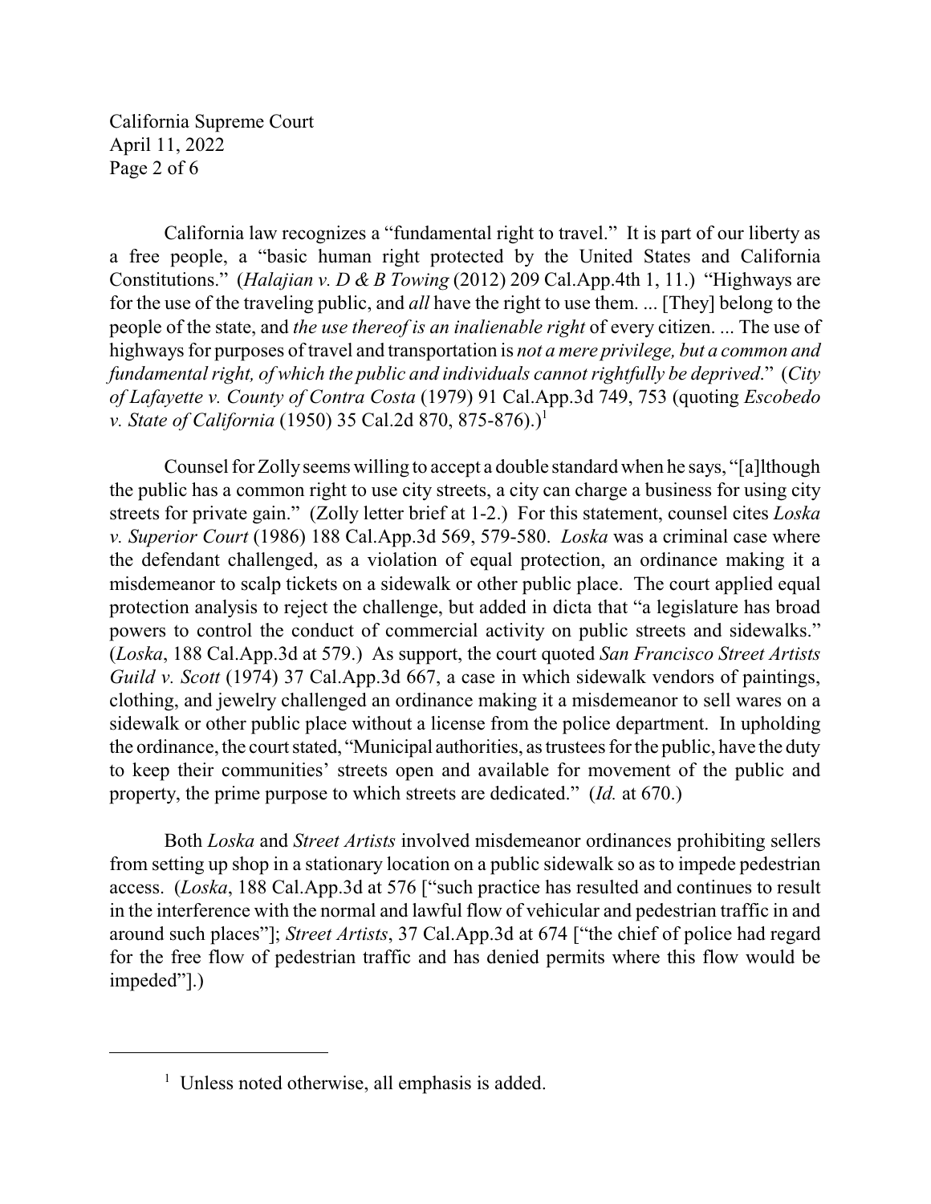California law recognizes a "fundamental right to travel." It is part of our liberty as a free people, a "basic human right protected by the United States and California Constitutions." (*Halajian v. D & B Towing* (2012) 209 Cal.App.4th 1, 11.) "Highways are for the use of the traveling public, and *all* have the right to use them. ... [They] belong to the people of the state, and *the use thereof is an inalienable right* of every citizen. ... The use of highways for purposes of travel and transportation is *not a mere privilege, but a common and fundamental right, of which the public and individuals cannot rightfully be deprived*." (*City of Lafayette v. County of Contra Costa* (1979) 91 Cal.App.3d 749, 753 (quoting *Escobedo v. State of California* (1950) 35 Cal.2d 870, 875-876).)[1]

Counsel for Zolly seems willing to accept a double standard when he says, "[a]lthough the public has a common right to use city streets, a city can charge a business for using city streets for private gain." (Zolly letter brief at 1-2.) For this statement, counsel cites *Loska v. Superior Court* (1986) 188 Cal.App.3d 569, 579-580. *Loska* was a criminal case where the defendant challenged, as a violation of equal protection, an ordinance making it a misdemeanor to scalp tickets on a sidewalk or other public place. The court applied equal protection analysis to reject the challenge, but added in dicta that "a legislature has broad powers to control the conduct of commercial activity on public streets and sidewalks." (*Loska*, 188 Cal.App.3d at 579.) As support, the court quoted *San Francisco Street Artists Guild v. Scott* (1974) 37 Cal.App.3d 667, a case in which sidewalk vendors of paintings, clothing, and jewelry challenged an ordinance making it a misdemeanor to sell wares on a sidewalk or other public place without a license from the police department. In upholding the ordinance, the court stated, "Municipal authorities, as trustees for the public, have the duty to keep their communities' streets open and available for movement of the public and property, the prime purpose to which streets are dedicated." (*Id.* at 670.)

Both *Loska* and *Street Artists* involved misdemeanor ordinances prohibiting sellers from setting up shop in a stationary location on a public sidewalk so as to impede pedestrian access. (*Loska*, 188 Cal.App.3d at 576 ["such practice has resulted and continues to result in the interference with the normal and lawful flow of vehicular and pedestrian traffic in and around such places"]; *Street Artists*, 37 Cal.App.3d at 674 ["the chief of police had regard for the free flow of pedestrian traffic and has denied permits where this flow would be impeded"].)

---

[1] Unless noted otherwise, all emphasis is added.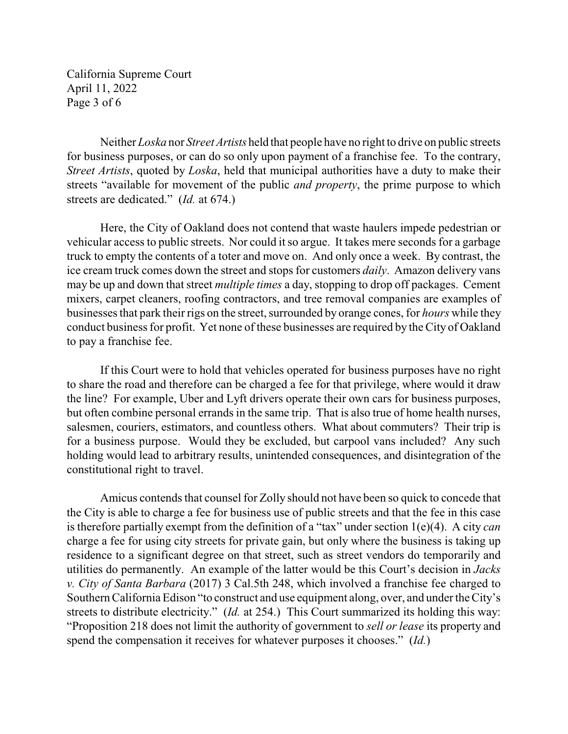Neither *Loska* nor *Street Artists* held that people have no right to drive on public streets for business purposes, or can do so only upon payment of a franchise fee. To the contrary, *Street Artists*, quoted by *Loska*, held that municipal authorities have a duty to make their streets "available for movement of the public *and property*, the prime purpose to which streets are dedicated." (*Id.* at 674.)

Here, the City of Oakland does not contend that waste haulers impede pedestrian or vehicular access to public streets. Nor could it so argue. It takes mere seconds for a garbage truck to empty the contents of a toter and move on. And only once a week. By contrast, the ice cream truck comes down the street and stops for customers *daily*. Amazon delivery vans may be up and down that street *multiple times* a day, stopping to drop off packages. Cement mixers, carpet cleaners, roofing contractors, and tree removal companies are examples of businesses that park their rigs on the street, surrounded by orange cones, for *hours* while they conduct business for profit. Yet none of these businesses are required by the City of Oakland to pay a franchise fee.

If this Court were to hold that vehicles operated for business purposes have no right to share the road and therefore can be charged a fee for that privilege, where would it draw the line? For example, Uber and Lyft drivers operate their own cars for business purposes, but often combine personal errands in the same trip. That is also true of home health nurses, salesmen, couriers, estimators, and countless others. What about commuters? Their trip is for a business purpose. Would they be excluded, but carpool vans included? Any such holding would lead to arbitrary results, unintended consequences, and disintegration of the constitutional right to travel.

Amicus contends that counsel for Zolly should not have been so quick to concede that the City is able to charge a fee for business use of public streets and that the fee in this case is therefore partially exempt from the definition of a "tax" under section 1(e)(4). A city *can* charge a fee for using city streets for private gain, but only where the business is taking up residence to a significant degree on that street, such as street vendors do temporarily and utilities do permanently. An example of the latter would be this Court's decision in *Jacks v. City of Santa Barbara* (2017) 3 Cal.5th 248, which involved a franchise fee charged to Southern California Edison "to construct and use equipment along, over, and under the City's streets to distribute electricity." (*Id.* at 254.) This Court summarized its holding this way: "Proposition 218 does not limit the authority of government to *sell or lease* its property and spend the compensation it receives for whatever purposes it chooses." (*Id.*)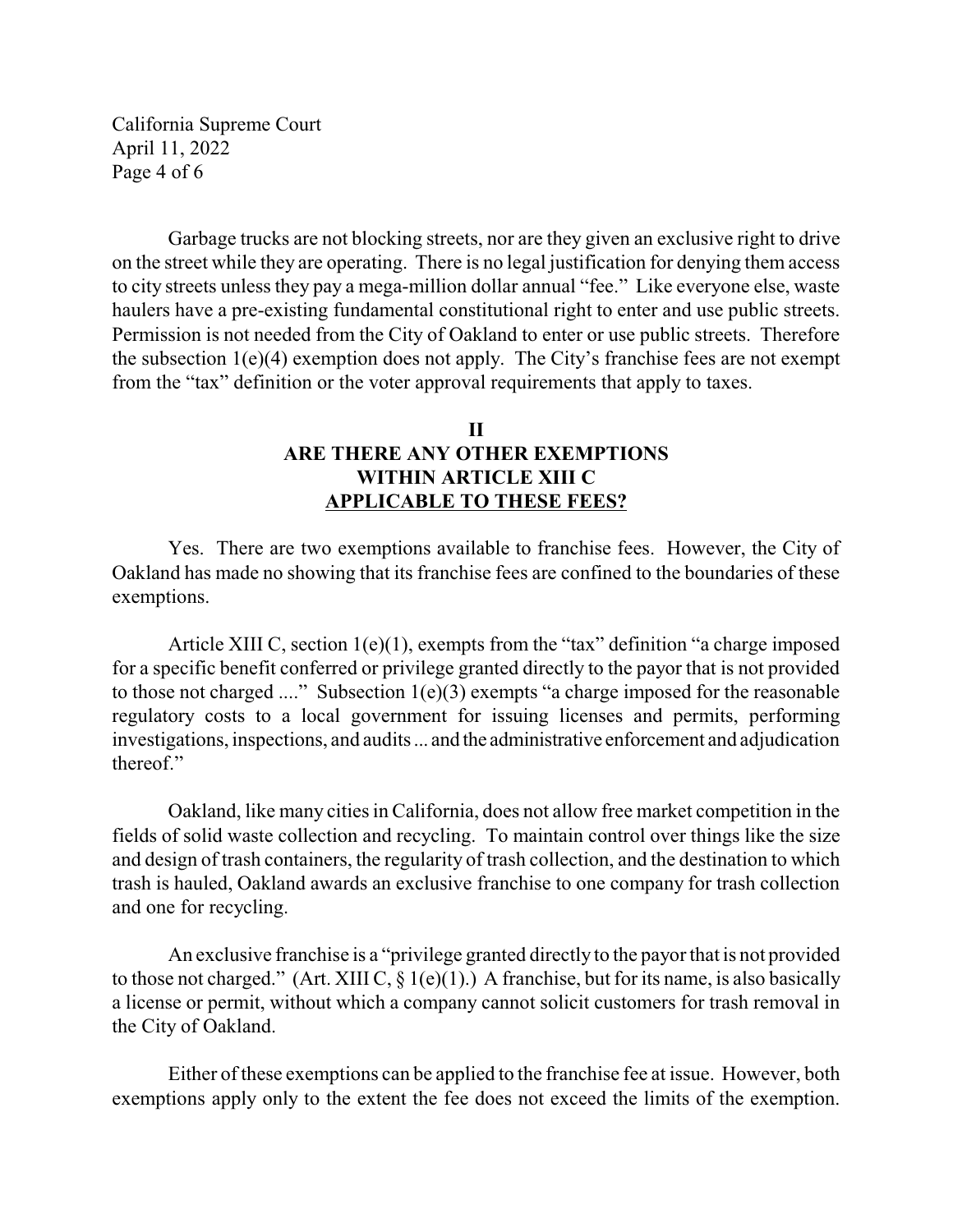Garbage trucks are not blocking streets, nor are they given an exclusive right to drive on the street while they are operating. There is no legal justification for denying them access to city streets unless they pay a mega-million dollar annual "fee." Like everyone else, waste haulers have a pre-existing fundamental constitutional right to enter and use public streets. Permission is not needed from the City of Oakland to enter or use public streets. Therefore the subsection 1(e)(4) exemption does not apply. The City's franchise fees are not exempt from the "tax" definition or the voter approval requirements that apply to taxes.

## II
## ARE THERE ANY OTHER EXEMPTIONS WITHIN ARTICLE XIII C <u>APPLICABLE TO THESE FEES?</u>

Yes. There are two exemptions available to franchise fees. However, the City of Oakland has made no showing that its franchise fees are confined to the boundaries of these exemptions.

Article XIII C, section 1(e)(1), exempts from the "tax" definition "a charge imposed for a specific benefit conferred or privilege granted directly to the payor that is not provided to those not charged ...." Subsection 1(e)(3) exempts "a charge imposed for the reasonable regulatory costs to a local government for issuing licenses and permits, performing investigations, inspections, and audits ... and the administrative enforcement and adjudication thereof."

Oakland, like many cities in California, does not allow free market competition in the fields of solid waste collection and recycling. To maintain control over things like the size and design of trash containers, the regularity of trash collection, and the destination to which trash is hauled, Oakland awards an exclusive franchise to one company for trash collection and one for recycling.

An exclusive franchise is a "privilege granted directly to the payor that is not provided to those not charged." (Art. XIII C, § 1(e)(1).) A franchise, but for its name, is also basically a license or permit, without which a company cannot solicit customers for trash removal in the City of Oakland.

Either of these exemptions can be applied to the franchise fee at issue. However, both exemptions apply only to the extent the fee does not exceed the limits of the exemption.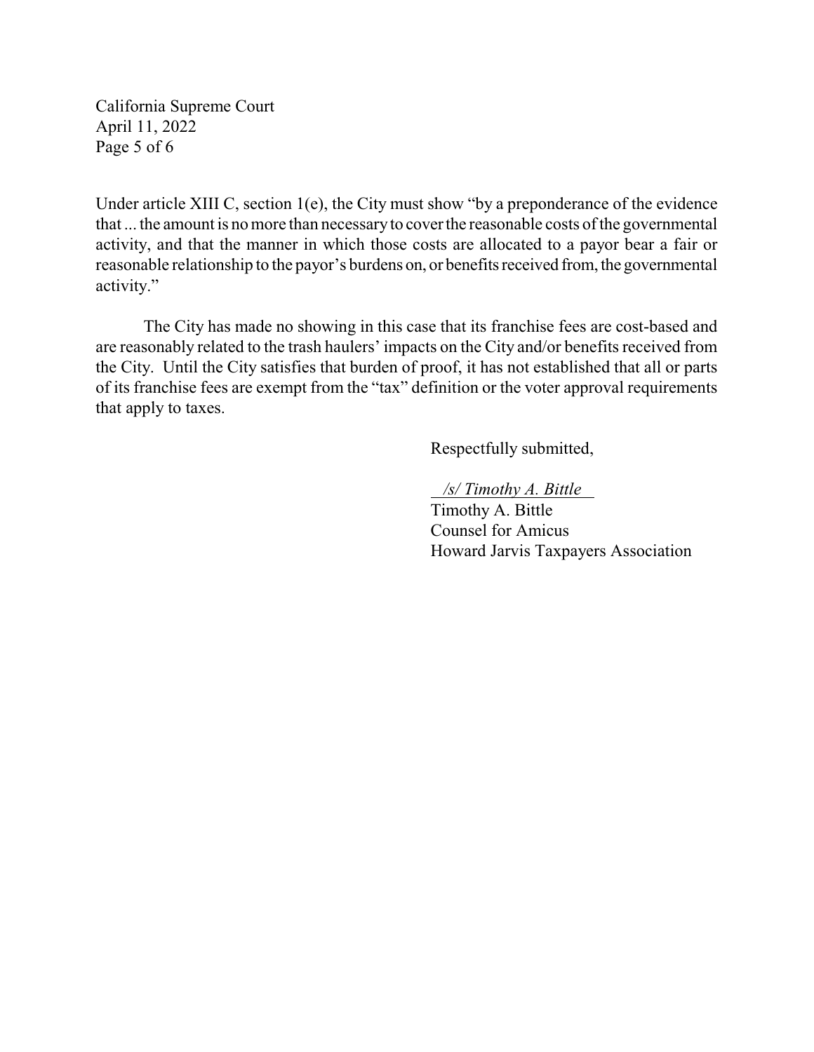Under article XIII C, section 1(e), the City must show "by a preponderance of the evidence that ... the amount is no more than necessary to cover the reasonable costs of the governmental activity, and that the manner in which those costs are allocated to a payor bear a fair or reasonable relationship to the payor's burdens on, or benefits received from, the governmental activity."

The City has made no showing in this case that its franchise fees are cost-based and are reasonably related to the trash haulers' impacts on the City and/or benefits received from the City. Until the City satisfies that burden of proof, it has not established that all or parts of its franchise fees are exempt from the "tax" definition or the voter approval requirements that apply to taxes.

Respectfully submitted,

*/s/ Timothy A. Bittle*
Timothy A. Bittle
Counsel for Amicus
Howard Jarvis Taxpayers Association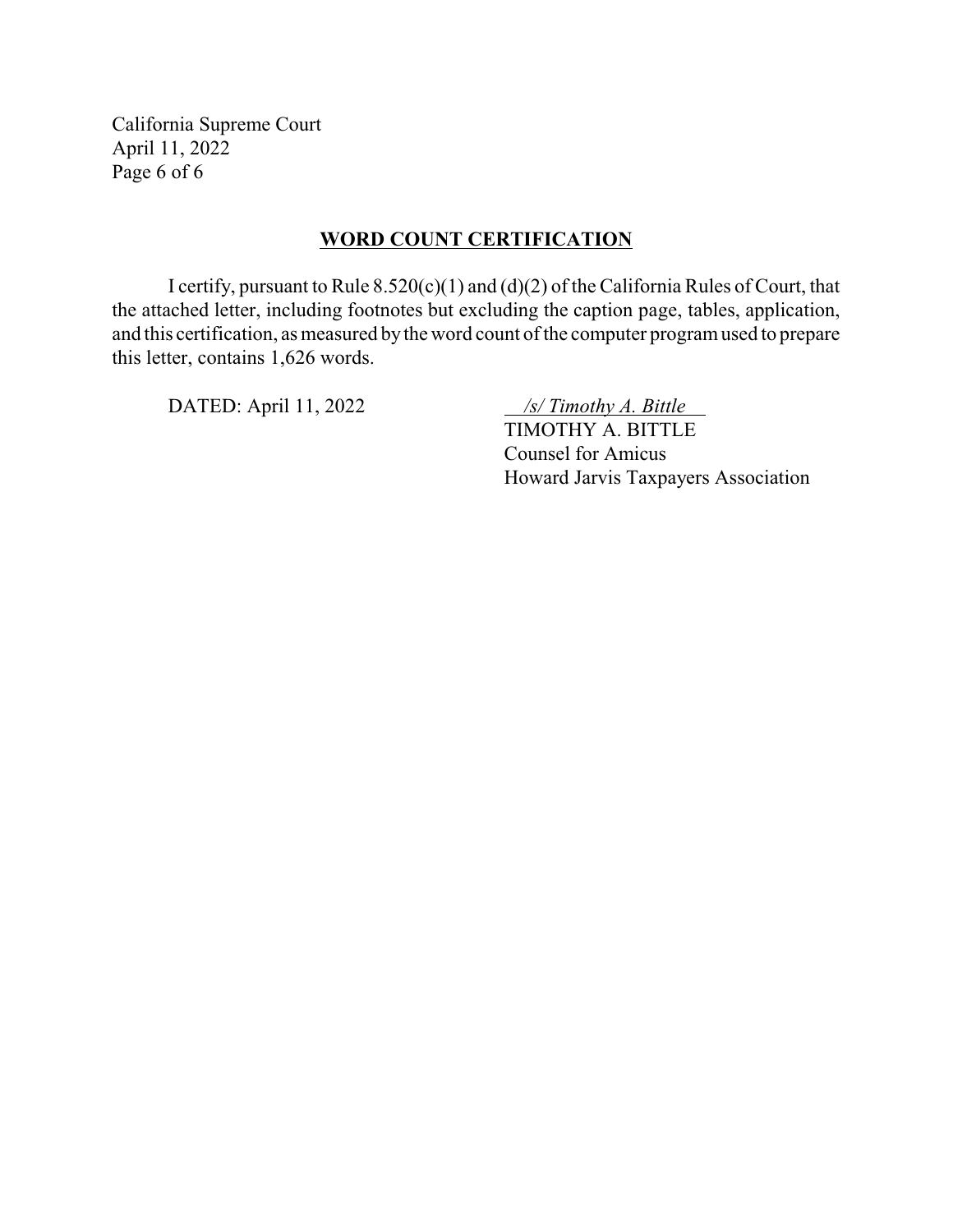## WORD COUNT CERTIFICATION

I certify, pursuant to Rule 8.520(c)(1) and (d)(2) of the California Rules of Court, that the attached letter, including footnotes but excluding the caption page, tables, application, and this certification, as measured by the word count of the computer program used to prepare this letter, contains 1,626 words.

DATED: April 11, 2022

*/s/ Timothy A. Bittle*
TIMOTHY A. BITTLE
Counsel for Amicus
Howard Jarvis Taxpayers Association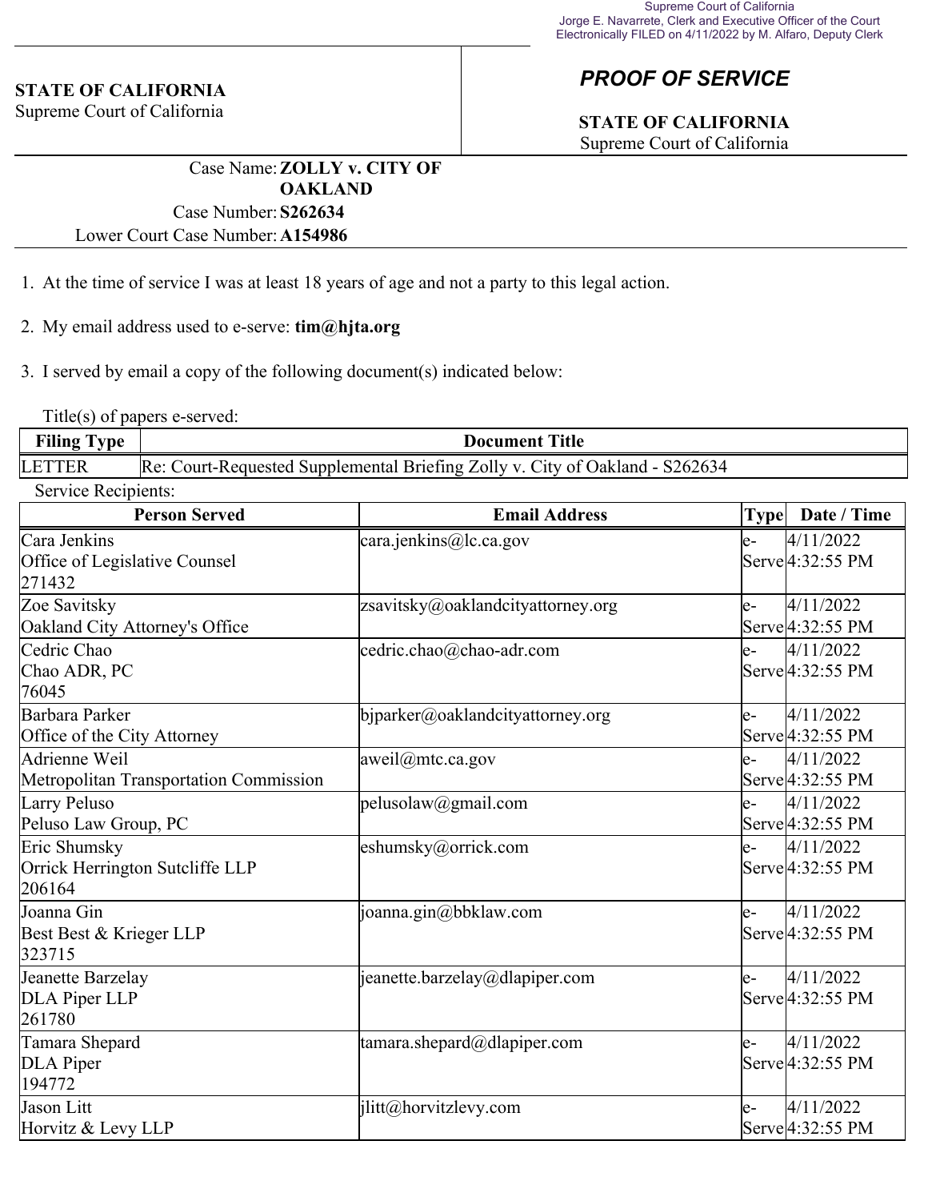Supreme Court of California
Jorge E. Navarrete, Clerk and Executive Officer of the Court
Electronically FILED on 4/11/2022 by M. Alfaro, Deputy Clerk

**STATE OF CALIFORNIA**
Supreme Court of California

## *PROOF OF SERVICE*

**STATE OF CALIFORNIA**
Supreme Court of California

Case Name: **ZOLLY v. CITY OF OAKLAND**
Case Number: **S262634**
Lower Court Case Number: **A154986**

1. At the time of service I was at least 18 years of age and not a party to this legal action.

2. My email address used to e-serve: **tim@hjta.org**

3. I served by email a copy of the following document(s) indicated below:

Title(s) of papers e-served:

| Filing Type | Document Title |
|---|---|
| LETTER | Re: Court-Requested Supplemental Briefing Zolly v. City of Oakland - S262634 |

Service Recipients:

| Person Served | Email Address | Type | Date / Time |
|---|---|---|---|
| Cara Jenkins<br>Office of Legislative Counsel<br>271432 | cara.jenkins@lc.ca.gov | e-Serve | 4/11/2022 4:32:55 PM |
| Zoe Savitsky<br>Oakland City Attorney's Office | zsavitsky@oaklandcityattorney.org | e-Serve | 4/11/2022 4:32:55 PM |
| Cedric Chao<br>Chao ADR, PC<br>76045 | cedric.chao@chao-adr.com | e-Serve | 4/11/2022 4:32:55 PM |
| Barbara Parker<br>Office of the City Attorney | bjparker@oaklandcityattorney.org | e-Serve | 4/11/2022 4:32:55 PM |
| Adrienne Weil<br>Metropolitan Transportation Commission | aweil@mtc.ca.gov | e-Serve | 4/11/2022 4:32:55 PM |
| Larry Peluso<br>Peluso Law Group, PC | pelusolaw@gmail.com | e-Serve | 4/11/2022 4:32:55 PM |
| Eric Shumsky<br>Orrick Herrington Sutcliffe LLP<br>206164 | eshumsky@orrick.com | e-Serve | 4/11/2022 4:32:55 PM |
| Joanna Gin<br>Best Best & Krieger LLP<br>323715 | joanna.gin@bbklaw.com | e-Serve | 4/11/2022 4:32:55 PM |
| Jeanette Barzelay<br>DLA Piper LLP<br>261780 | jeanette.barzelay@dlapiper.com | e-Serve | 4/11/2022 4:32:55 PM |
| Tamara Shepard<br>DLA Piper<br>194772 | tamara.shepard@dlapiper.com | e-Serve | 4/11/2022 4:32:55 PM |
| Jason Litt<br>Horvitz & Levy LLP | jlitt@horvitzlevy.com | e-Serve | 4/11/2022 4:32:55 PM |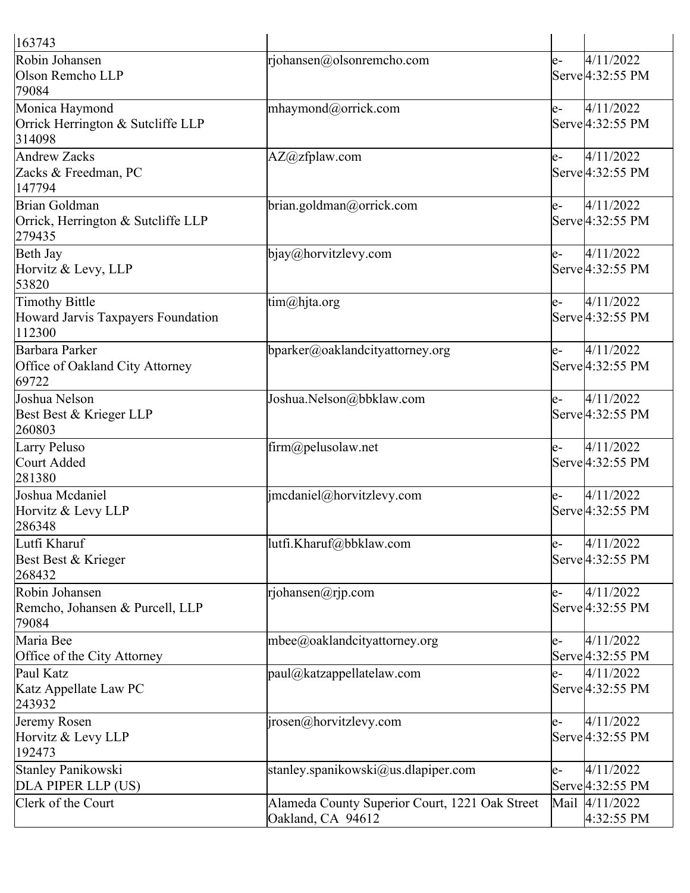| | | | |
|---|---|---|---|
| 163743 | | | |
| Robin Johansen<br>Olson Remcho LLP<br>79084 | rjohansen@olsonremcho.com | e-Serve | 4/11/2022 4:32:55 PM |
| Monica Haymond<br>Orrick Herrington & Sutcliffe LLP<br>314098 | mhaymond@orrick.com | e-Serve | 4/11/2022 4:32:55 PM |
| Andrew Zacks<br>Zacks & Freedman, PC<br>147794 | AZ@zfplaw.com | e-Serve | 4/11/2022 4:32:55 PM |
| Brian Goldman<br>Orrick, Herrington & Sutcliffe LLP<br>279435 | brian.goldman@orrick.com | e-Serve | 4/11/2022 4:32:55 PM |
| Beth Jay<br>Horvitz & Levy, LLP<br>53820 | bjay@horvitzlevy.com | e-Serve | 4/11/2022 4:32:55 PM |
| Timothy Bittle<br>Howard Jarvis Taxpayers Foundation<br>112300 | tim@hjta.org | e-Serve | 4/11/2022 4:32:55 PM |
| Barbara Parker<br>Office of Oakland City Attorney<br>69722 | bparker@oaklandcityattorney.org | e-Serve | 4/11/2022 4:32:55 PM |
| Joshua Nelson<br>Best Best & Krieger LLP<br>260803 | Joshua.Nelson@bbklaw.com | e-Serve | 4/11/2022 4:32:55 PM |
| Larry Peluso<br>Court Added<br>281380 | firm@pelusolaw.net | e-Serve | 4/11/2022 4:32:55 PM |
| Joshua Mcdaniel<br>Horvitz & Levy LLP<br>286348 | jmcdaniel@horvitzlevy.com | e-Serve | 4/11/2022 4:32:55 PM |
| Lutfi Kharuf<br>Best Best & Krieger<br>268432 | lutfi.Kharuf@bbklaw.com | e-Serve | 4/11/2022 4:32:55 PM |
| Robin Johansen<br>Remcho, Johansen & Purcell, LLP<br>79084 | rjohansen@rjp.com | e-Serve | 4/11/2022 4:32:55 PM |
| Maria Bee<br>Office of the City Attorney | mbee@oaklandcityattorney.org | e-Serve | 4/11/2022 4:32:55 PM |
| Paul Katz<br>Katz Appellate Law PC<br>243932 | paul@katzappellatelaw.com | e-Serve | 4/11/2022 4:32:55 PM |
| Jeremy Rosen<br>Horvitz & Levy LLP<br>192473 | jrosen@horvitzlevy.com | e-Serve | 4/11/2022 4:32:55 PM |
| Stanley Panikowski<br>DLA PIPER LLP (US) | stanley.spanikowski@us.dlapiper.com | e-Serve | 4/11/2022 4:32:55 PM |
| Clerk of the Court | Alameda County Superior Court, 1221 Oak Street Oakland, CA 94612 | Mail | 4/11/2022 4:32:55 PM |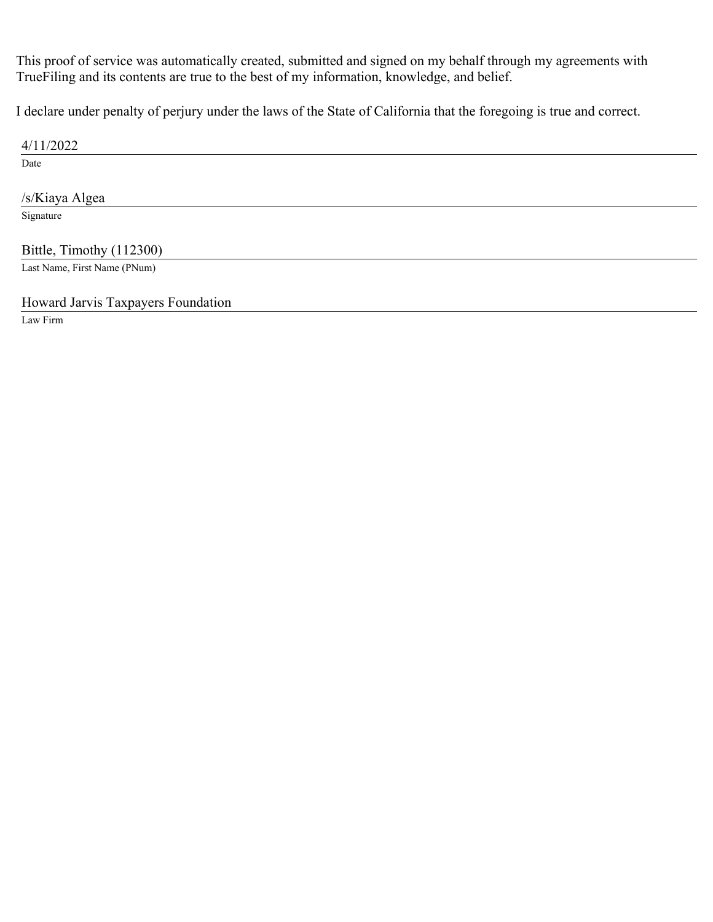This proof of service was automatically created, submitted and signed on my behalf through my agreements with TrueFiling and its contents are true to the best of my information, knowledge, and belief.

I declare under penalty of perjury under the laws of the State of California that the foregoing is true and correct.

4/11/2022

Date

/s/Kiaya Algea

Signature

Bittle, Timothy (112300)

Last Name, First Name (PNum)

Howard Jarvis Taxpayers Foundation

Law Firm